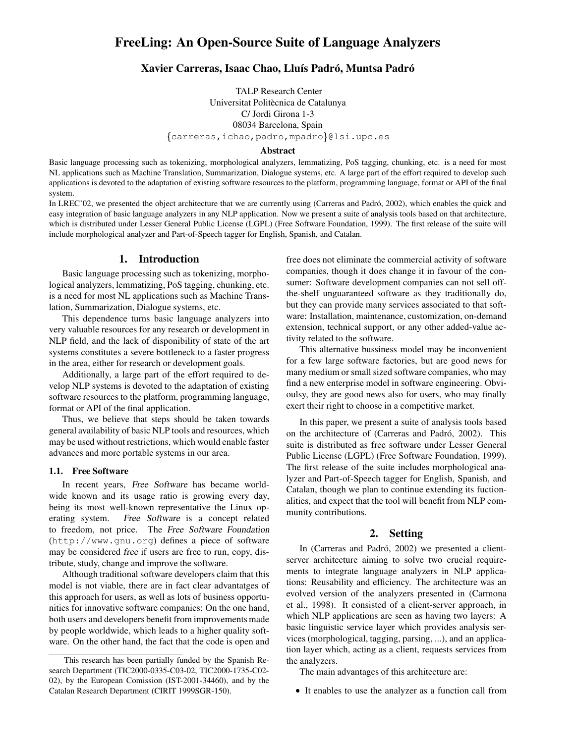# FreeLing: An Open-Source Suite of Language Analyzers

**Xavier Carreras, Isaac Chao, Lluís Padró, Muntsa Padró**

TALP Research Center
Universitat Politècnica de Catalunya
C/ Jordi Girona 1-3
08034 Barcelona, Spain
{carreras,ichao,padro,mpadro}@lsi.upc.es

### Abstract

Basic language processing such as tokenizing, morphological analyzers, lemmatizing, PoS tagging, chunking, etc. is a need for most NL applications such as Machine Translation, Summarization, Dialogue systems, etc. A large part of the effort required to develop such applications is devoted to the adaptation of existing software resources to the platform, programming language, format or API of the final system.

In LREC'02, we presented the object architecture that we are currently using (Carreras and Padró, 2002), which enables the quick and easy integration of basic language analyzers in any NLP application. Now we present a suite of analysis tools based on that architecture, which is distributed under Lesser General Public License (LGPL) (Free Software Foundation, 1999). The first release of the suite will include morphological analyzer and Part-of-Speech tagger for English, Spanish, and Catalan.

## 1. Introduction

Basic language processing such as tokenizing, morphological analyzers, lemmatizing, PoS tagging, chunking, etc. is a need for most NL applications such as Machine Translation, Summarization, Dialogue systems, etc.

This dependence turns basic language analyzers into very valuable resources for any research or development in NLP field, and the lack of disponibility of state of the art systems constitutes a severe bottleneck to a faster progress in the area, either for research or development goals.

Additionally, a large part of the effort required to develop NLP systems is devoted to the adaptation of existing software resources to the platform, programming language, format or API of the final application.

Thus, we believe that steps should be taken towards general availability of basic NLP tools and resources, which may be used without restrictions, which would enable faster advances and more portable systems in our area.

### 1.1. Free Software

In recent years, *Free Software* has became worldwide known and its usage ratio is growing every day, being its most well-known representative the Linux operating system. *Free Software* is a concept related to freedom, not price. The *Free Software Foundation* (http://www.gnu.org) defines a piece of software may be considered *free* if users are free to run, copy, distribute, study, change and improve the software.

Although traditional software developers claim that this model is not viable, there are in fact clear advantatges of this approach for users, as well as lots of business opportunities for innovative software companies: On the one hand, both users and developers benefit from improvements made by people worldwide, which leads to a higher quality software. On the other hand, the fact that the code is open and free does not eliminate the commercial activity of software companies, though it does change it in favour of the consumer: Software development companies can not sell off-the-shelf unguaranteed software as they traditionally do, but they can provide many services associated to that software: Installation, maintenance, customization, on-demand extension, technical support, or any other added-value activity related to the software.

This alternative bussiness model may be inconvenient for a few large software factories, but are good news for many medium or small sized software companies, who may find a new enterprise model in software engineering. Obvioulsy, they are good news also for users, who may finally exert their right to choose in a competitive market.

In this paper, we present a suite of analysis tools based on the architecture of (Carreras and Padró, 2002). This suite is distributed as free software under Lesser General Public License (LGPL) (Free Software Foundation, 1999). The first release of the suite includes morphological analyzer and Part-of-Speech tagger for English, Spanish, and Catalan, though we plan to continue extending its fuctionalities, and expect that the tool will benefit from NLP community contributions.

## 2. Setting

In (Carreras and Padró, 2002) we presented a client-server architecture aiming to solve two crucial requirements to integrate language analyzers in NLP applications: Reusability and efficiency. The architecture was an evolved version of the analyzers presented in (Carmona et al., 1998). It consisted of a client-server approach, in which NLP applications are seen as having two layers: A basic linguistic service layer which provides analysis services (morphological, tagging, parsing, ...), and an application layer which, acting as a client, requests services from the analyzers.

The main advantages of this architecture are:

- It enables to use the analyzer as a function call from

This research has been partially funded by the Spanish Research Department (TIC2000-0335-C03-02, TIC2000-1735-C02-02), by the European Comission (IST-2001-34460), and by the Catalan Research Department (CIRIT 1999SGR-150).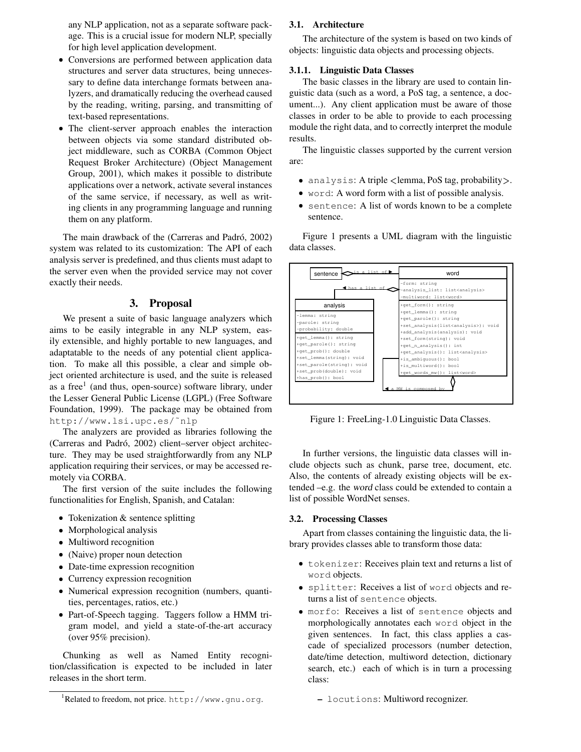any NLP application, not as a separate software package. This is a crucial issue for modern NLP, specially for high level application development.

- Conversions are performed between application data structures and server data structures, being unnecessary to define data interchange formats between analyzers, and dramatically reducing the overhead caused by the reading, writing, parsing, and transmitting of text-based representations.
- The client-server approach enables the interaction between objects via some standard distributed object middleware, such as CORBA (Common Object Request Broker Architecture) (Object Management Group, 2001), which makes it possible to distribute applications over a network, activate several instances of the same service, if necessary, as well as writing clients in any programming language and running them on any platform.

The main drawback of the (Carreras and Padró, 2002) system was related to its customization: The API of each analysis server is predefined, and thus clients must adapt to the server even when the provided service may not cover exactly their needs.

## 3. Proposal

We present a suite of basic language analyzers which aims to be easily integrable in any NLP system, easily extensible, and highly portable to new languages, and adaptatable to the needs of any potential client application. To make all this possible, a clear and simple object oriented architecture is used, and the suite is released as a free[1] (and thus, open-source) software library, under the Lesser General Public License (LGPL) (Free Software Foundation, 1999). The package may be obtained from `http://www.lsi.upc.es/˜nlp`

The analyzers are provided as libraries following the (Carreras and Padró, 2002) client–server object architecture. They may be used straightforwardly from any NLP application requiring their services, or may be accessed remotely via CORBA.

The first version of the suite includes the following functionalities for English, Spanish, and Catalan:

- Tokenization & sentence splitting
- Morphological analysis
- Multiword recognition
- (Naive) proper noun detection
- Date-time expression recognition
- Currency expression recognition
- Numerical expression recognition (numbers, quantities, percentages, ratios, etc.)
- Part-of-Speech tagging. Taggers follow a HMM trigram model, and yield a state-of-the-art accuracy (over 95% precision).

Chunking as well as Named Entity recognition/classification is expected to be included in later releases in the short term.

[1] Related to freedom, not price. `http://www.gnu.org`.

### 3.1. Architecture

The architecture of the system is based on two kinds of objects: linguistic data objects and processing objects.

#### 3.1.1. Linguistic Data Classes

The basic classes in the library are used to contain linguistic data (such as a word, a PoS tag, a sentence, a document...). Any client application must be aware of those classes in order to be able to provide to each processing module the right data, and to correctly interpret the module results.

The linguistic classes supported by the current version are:

- `analysis`: A triple <lemma, PoS tag, probability>.
- `word`: A word form with a list of possible analysis.
- `sentence`: A list of words known to be a complete sentence.

Figure 1 presents a UML diagram with the linguistic data classes.

```
sentence  <>-- is a list of -->  word
                                 -form: string
analysis  <-- has a list of --<> -analysis_list: list<analysis>
                                 -multiword: list<word>
-lemma: string                   +get_form(): string
-parole: string                  +get_lemma(): string
-probability: double             +get_parole(): string
+get_lemma(): string             +set_analysis(list<analysis>): void
+get_parole(): string            +add_analysis(analysis): void
+get_prob(): double              +set_form(string): void
+set_lemma(string): void         +get_n_analysis(): int
+set_parole(string): void        +get_analysis(): list<analysis>
+set_prob(double): void          +is_ambiguous(): bool
+has_prob(): bool                +is_multiword(): bool
                                 +get_words_mw(): list<word>
                                 <-- a MW is composed by --<>
```

Figure 1: FreeLing-1.0 Linguistic Data Classes.

In further versions, the linguistic data classes will include objects such as chunk, parse tree, document, etc. Also, the contents of already existing objects will be extended –e.g. the *word* class could be extended to contain a list of possible WordNet senses.

### 3.2. Processing Classes

Apart from classes containing the linguistic data, the library provides classes able to transform those data:

- `tokenizer`: Receives plain text and returns a list of `word` objects.
- `splitter`: Receives a list of `word` objects and returns a list of `sentence` objects.
- `morfo`: Receives a list of `sentence` objects and morphologically annotates each `word` object in the given sentences. In fact, this class applies a cascade of specialized processors (number detection, date/time detection, multiword detection, dictionary search, etc.) each of which is in turn a processing class:
  - `locutions`: Multiword recognizer.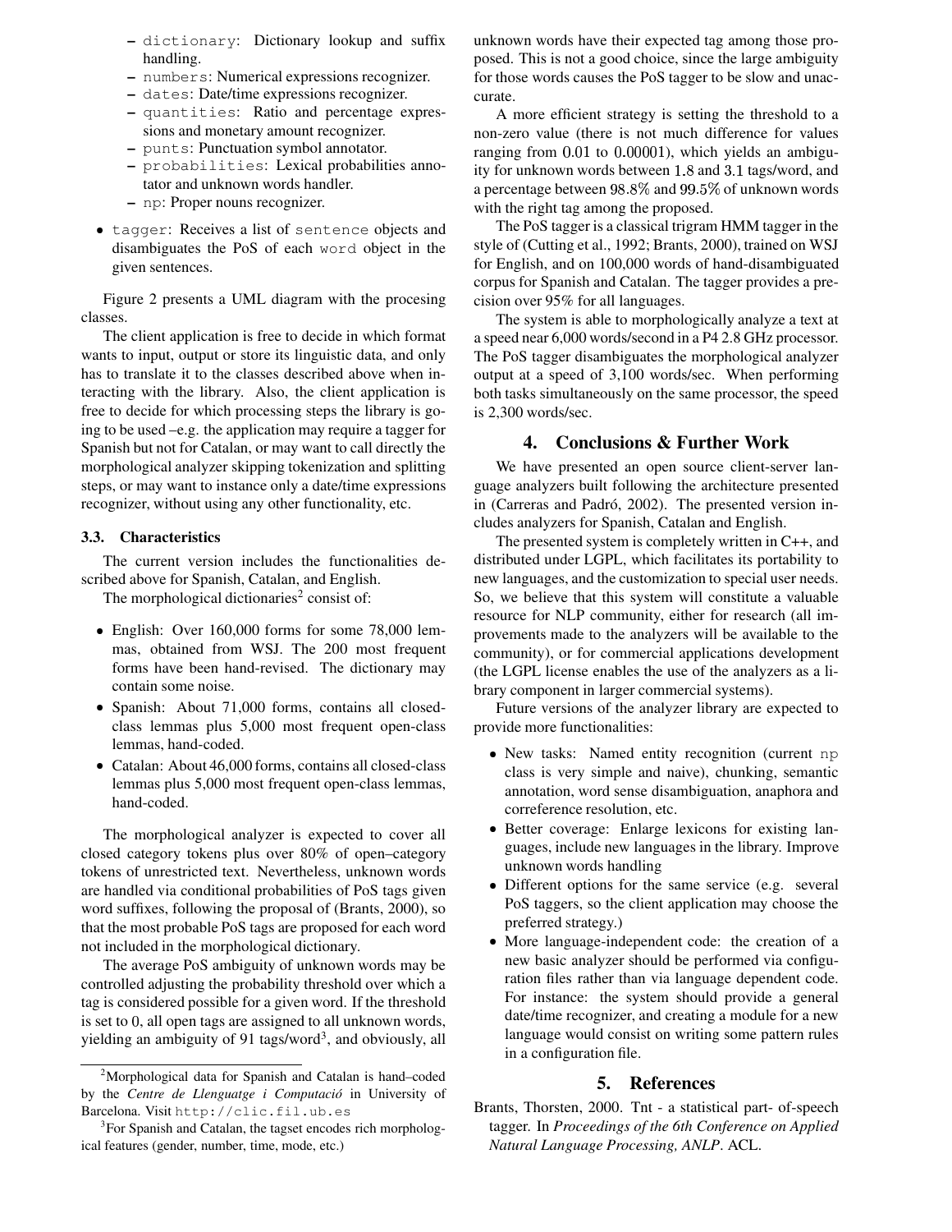- dictionary: Dictionary lookup and suffix handling.
  - numbers: Numerical expressions recognizer.
  - dates: Date/time expressions recognizer.
  - quantities: Ratio and percentage expressions and monetary amount recognizer.
  - punts: Punctuation symbol annotator.
  - probabilities: Lexical probabilities annotator and unknown words handler.
  - np: Proper nouns recognizer.
- tagger: Receives a list of sentence objects and disambiguates the PoS of each word object in the given sentences.

Figure 2 presents a UML diagram with the procesing classes.

The client application is free to decide in which format wants to input, output or store its linguistic data, and only has to translate it to the classes described above when interacting with the library. Also, the client application is free to decide for which processing steps the library is going to be used –e.g. the application may require a tagger for Spanish but not for Catalan, or may want to call directly the morphological analyzer skipping tokenization and splitting steps, or may want to instance only a date/time expressions recognizer, without using any other functionality, etc.

### 3.3. Characteristics

The current version includes the functionalities described above for Spanish, Catalan, and English.

The morphological dictionaries[2] consist of:

- English: Over 160,000 forms for some 78,000 lemmas, obtained from WSJ. The 200 most frequent forms have been hand-revised. The dictionary may contain some noise.
- Spanish: About 71,000 forms, contains all closed-class lemmas plus 5,000 most frequent open-class lemmas, hand-coded.
- Catalan: About 46,000 forms, contains all closed-class lemmas plus 5,000 most frequent open-class lemmas, hand-coded.

The morphological analyzer is expected to cover all closed category tokens plus over 80% of open–category tokens of unrestricted text. Nevertheless, unknown words are handled via conditional probabilities of PoS tags given word suffixes, following the proposal of (Brants, 2000), so that the most probable PoS tags are proposed for each word not included in the morphological dictionary.

The average PoS ambiguity of unknown words may be controlled adjusting the probability threshold over which a tag is considered possible for a given word. If the threshold is set to 0, all open tags are assigned to all unknown words, yielding an ambiguity of 91 tags/word[3], and obviously, all unknown words have their expected tag among those proposed. This is not a good choice, since the large ambiguity for those words causes the PoS tagger to be slow and unaccurate.

A more efficient strategy is setting the threshold to a non-zero value (there is not much difference for values ranging from 0.01 to 0.00001), which yields an ambiguity for unknown words between 1.8 and 3.1 tags/word, and a percentage between 98.8% and 99.5% of unknown words with the right tag among the proposed.

The PoS tagger is a classical trigram HMM tagger in the style of (Cutting et al., 1992; Brants, 2000), trained on WSJ for English, and on 100,000 words of hand-disambiguated corpus for Spanish and Catalan. The tagger provides a precision over 95% for all languages.

The system is able to morphologically analyze a text at a speed near 6,000 words/second in a P4 2.8 GHz processor. The PoS tagger disambiguates the morphological analyzer output at a speed of 3,100 words/sec. When performing both tasks simultaneously on the same processor, the speed is 2,300 words/sec.

## 4. Conclusions & Further Work

We have presented an open source client-server language analyzers built following the architecture presented in (Carreras and Padró, 2002). The presented version includes analyzers for Spanish, Catalan and English.

The presented system is completely written in C++, and distributed under LGPL, which facilitates its portability to new languages, and the customization to special user needs. So, we believe that this system will constitute a valuable resource for NLP community, either for research (all improvements made to the analyzers will be available to the community), or for commercial applications development (the LGPL license enables the use of the analyzers as a library component in larger commercial systems).

Future versions of the analyzer library are expected to provide more functionalities:

- New tasks: Named entity recognition (current np class is very simple and naive), chunking, semantic annotation, word sense disambiguation, anaphora and correference resolution, etc.
- Better coverage: Enlarge lexicons for existing languages, include new languages in the library. Improve unknown words handling
- Different options for the same service (e.g. several PoS taggers, so the client application may choose the preferred strategy.)
- More language-independent code: the creation of a new basic analyzer should be performed via configuration files rather than via language dependent code. For instance: the system should provide a general date/time recognizer, and creating a module for a new language would consist on writing some pattern rules in a configuration file.

## 5. References

Brants, Thorsten, 2000. Tnt - a statistical part- of-speech tagger. In *Proceedings of the 6th Conference on Applied Natural Language Processing, ANLP*. ACL.

---

[2] Morphological data for Spanish and Catalan is hand–coded by the *Centre de Llenguatge i Computació* in University of Barcelona. Visit http://clic.fil.ub.es

[3] For Spanish and Catalan, the tagset encodes rich morphological features (gender, number, time, mode, etc.)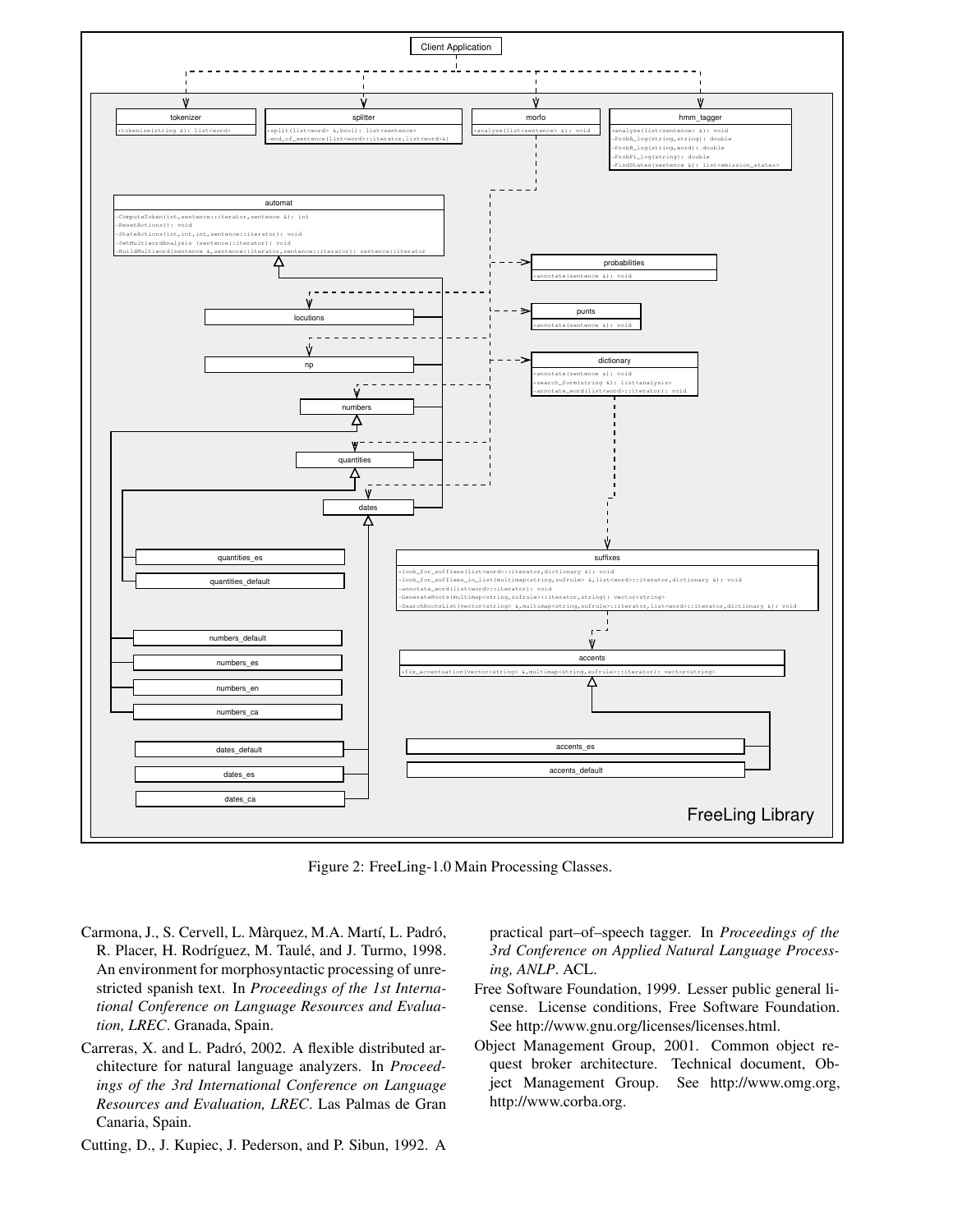Client Application

tokenizer
+tokenize(string &): list<word>

splitter
+split(list<word> &,bool): list<sentence>
-end_of_sentence(list<word>::iterator,list<word>&)

morfo
+analyze(list<sentence> &): void

hmm_tagger
+analyze(list<sentence> &): void
-ProbA_log(string,string): double
-ProbB_log(string,word): double
-ProbPi_log(string): double
-FindStates(sentence &): list<emission_states>

automat
-ComputeToken(int,sentence::iterator,sentence &): int
-ResetActions(): void
-StateActions(int,int,int,sentence::iterator): void
-SetMultiwordAnalysis (sentence::iterator): void
-BuildMultiword(sentence &,sentence::iterator,sentence::iterator): sentence::iterator

probabilities
+annotate(sentence &): void

locutions

punts
+annotate(sentence &): void

np

dictionary
+annotate(sentence &): void
+search_form(string &): list<analysis>
-annotate_word(list<word>::iterator): void

numbers

quantities

dates

quantities_es

quantities_default

suffixes
+look_for_suffixes(list<word>::iterator,dictionary &): void
-look_for_suffixes_in_list(multimap<string,sufrule> &,list<word>::iterator,dictionary &): void
-annotate_word(list<word>::iterator): void
-GenerateRoots(multimap<string,sufrule>::iterator,string): vector<string>
-SearchRootsList(vector<string> &,multimap<string,sufrule>::iterator,list<word>::iterator,dictionary &): void

numbers_default

numbers_es

accents
+fix_accentuation(vector<string> &,multimap<string,sufrule>::iterator): vector<string>

numbers_en

numbers_ca

dates_default

accents_es

accents_default

dates_es

dates_ca

FreeLing Library

Figure 2: FreeLing-1.0 Main Processing Classes.

Carmona, J., S. Cervell, L. Màrquez, M.A. Martí, L. Padró, R. Placer, H. Rodríguez, M. Taulé, and J. Turmo, 1998. An environment for morphosyntactic processing of unrestricted spanish text. In *Proceedings of the 1st International Conference on Language Resources and Evaluation, LREC*. Granada, Spain.

Carreras, X. and L. Padró, 2002. A flexible distributed architecture for natural language analyzers. In *Proceedings of the 3rd International Conference on Language Resources and Evaluation, LREC*. Las Palmas de Gran Canaria, Spain.

Cutting, D., J. Kupiec, J. Pederson, and P. Sibun, 1992. A practical part–of–speech tagger. In *Proceedings of the 3rd Conference on Applied Natural Language Processing, ANLP*. ACL.

Free Software Foundation, 1999. Lesser public general license. License conditions, Free Software Foundation. See http://www.gnu.org/licenses/licenses.html.

Object Management Group, 2001. Common object request broker architecture. Technical document, Object Management Group. See http://www.omg.org, http://www.corba.org.